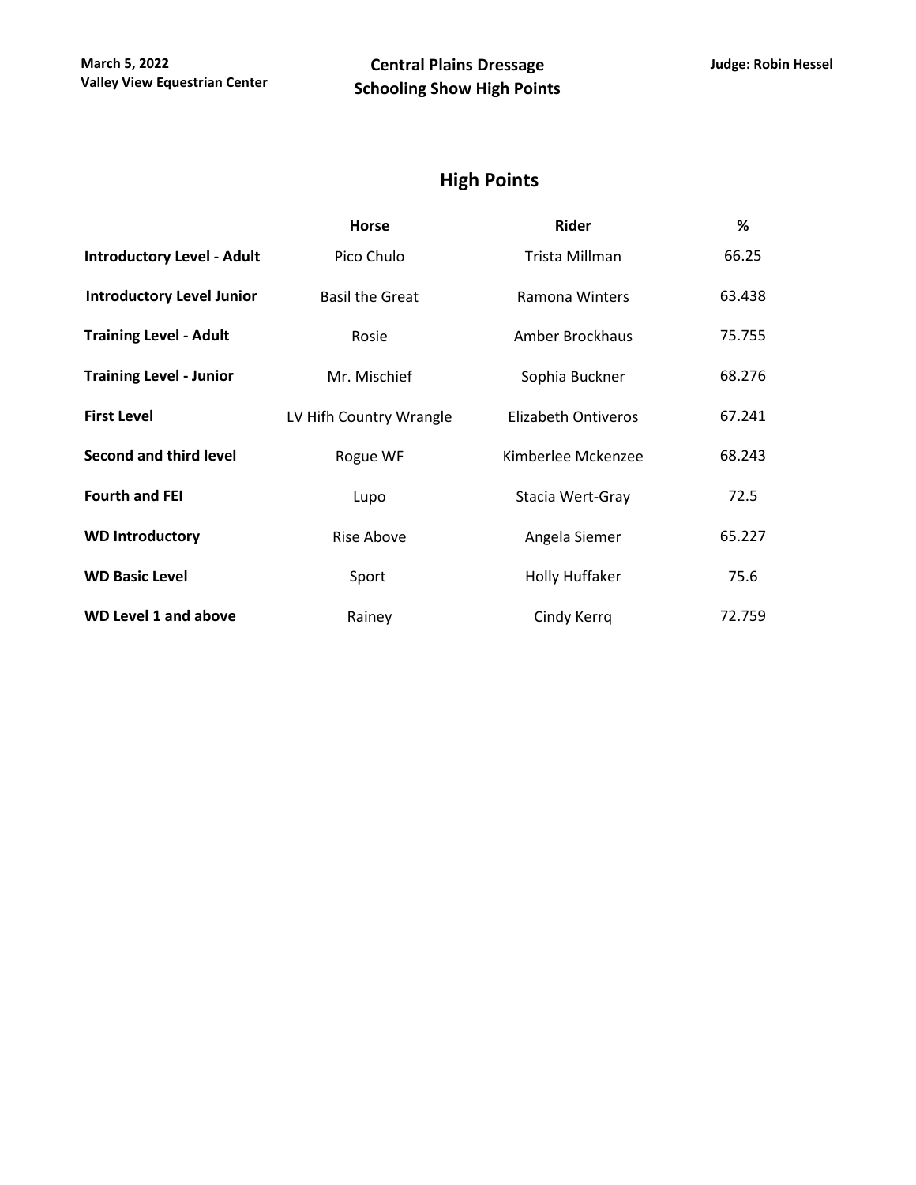March 5, 2022
Valley View Equestrian Center

# Central Plains Dressage
# Schooling Show High Points

Judge: Robin Hessel

## High Points

| | Horse | Rider | % |
|---|---|---|---|
| **Introductory Level - Adult** | Pico Chulo | Trista Millman | 66.25 |
| **Introductory Level Junior** | Basil the Great | Ramona Winters | 63.438 |
| **Training Level - Adult** | Rosie | Amber Brockhaus | 75.755 |
| **Training Level - Junior** | Mr. Mischief | Sophia Buckner | 68.276 |
| **First Level** | LV Hifh Country Wrangle | Elizabeth Ontiveros | 67.241 |
| **Second and third level** | Rogue WF | Kimberlee Mckenzee | 68.243 |
| **Fourth and FEI** | Lupo | Stacia Wert-Gray | 72.5 |
| **WD Introductory** | Rise Above | Angela Siemer | 65.227 |
| **WD Basic Level** | Sport | Holly Huffaker | 75.6 |
| **WD Level 1 and above** | Rainey | Cindy Kerrq | 72.759 |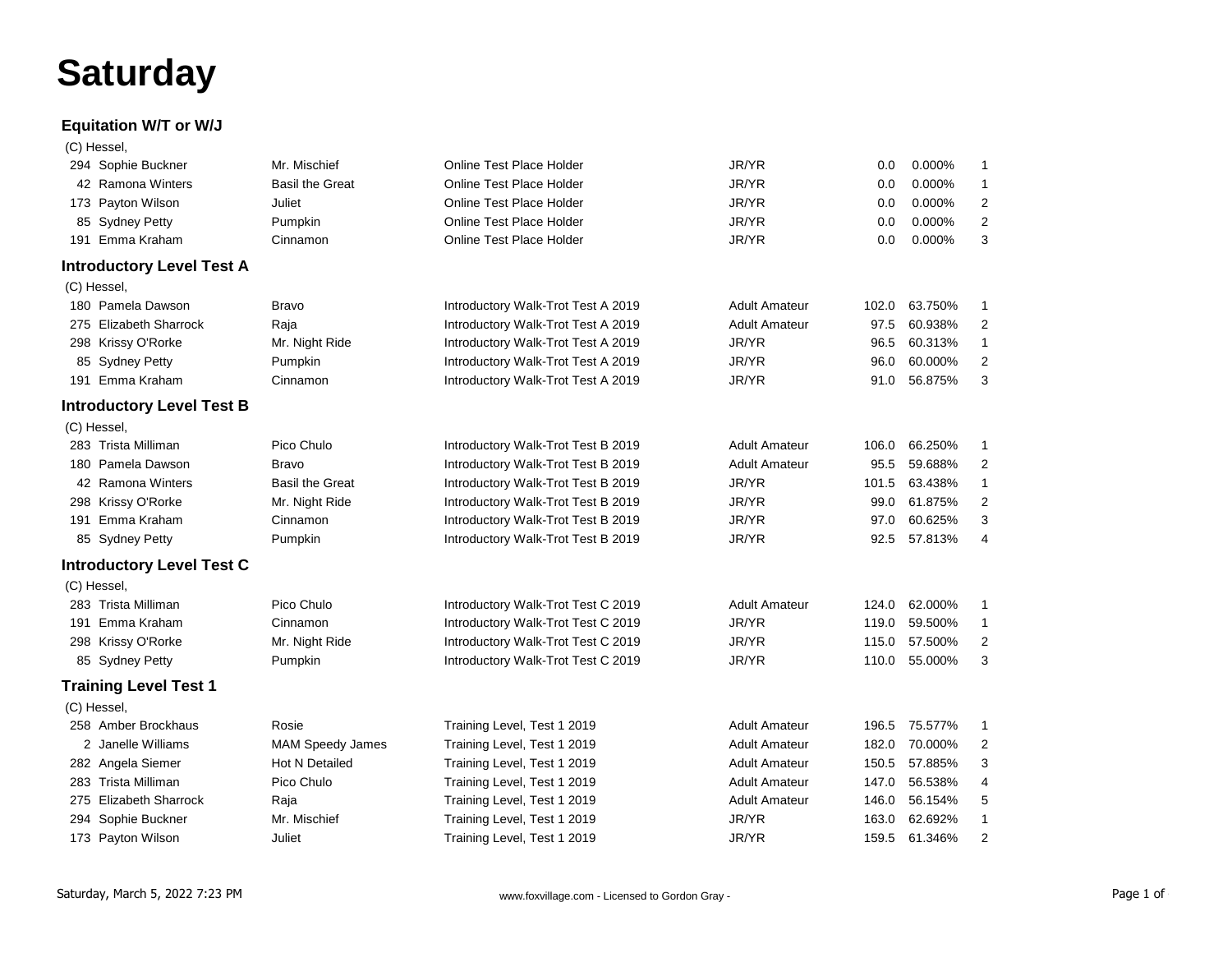# Saturday

### Equitation W/T or W/J

(C) Hessel,

| # | Rider | Horse | Test | Division | Score | % | Place |
|---|---|---|---|---|---|---|---|
| 294 | Sophie Buckner | Mr. Mischief | Online Test Place Holder | JR/YR | 0.0 | 0.000% | 1 |
| 42 | Ramona Winters | Basil the Great | Online Test Place Holder | JR/YR | 0.0 | 0.000% | 1 |
| 173 | Payton Wilson | Juliet | Online Test Place Holder | JR/YR | 0.0 | 0.000% | 2 |
| 85 | Sydney Petty | Pumpkin | Online Test Place Holder | JR/YR | 0.0 | 0.000% | 2 |
| 191 | Emma Kraham | Cinnamon | Online Test Place Holder | JR/YR | 0.0 | 0.000% | 3 |

### Introductory Level Test A

(C) Hessel,

| # | Rider | Horse | Test | Division | Score | % | Place |
|---|---|---|---|---|---|---|---|
| 180 | Pamela Dawson | Bravo | Introductory Walk-Trot Test A 2019 | Adult Amateur | 102.0 | 63.750% | 1 |
| 275 | Elizabeth Sharrock | Raja | Introductory Walk-Trot Test A 2019 | Adult Amateur | 97.5 | 60.938% | 2 |
| 298 | Krissy O'Rorke | Mr. Night Ride | Introductory Walk-Trot Test A 2019 | JR/YR | 96.5 | 60.313% | 1 |
| 85 | Sydney Petty | Pumpkin | Introductory Walk-Trot Test A 2019 | JR/YR | 96.0 | 60.000% | 2 |
| 191 | Emma Kraham | Cinnamon | Introductory Walk-Trot Test A 2019 | JR/YR | 91.0 | 56.875% | 3 |

### Introductory Level Test B

(C) Hessel,

| # | Rider | Horse | Test | Division | Score | % | Place |
|---|---|---|---|---|---|---|---|
| 283 | Trista Milliman | Pico Chulo | Introductory Walk-Trot Test B 2019 | Adult Amateur | 106.0 | 66.250% | 1 |
| 180 | Pamela Dawson | Bravo | Introductory Walk-Trot Test B 2019 | Adult Amateur | 95.5 | 59.688% | 2 |
| 42 | Ramona Winters | Basil the Great | Introductory Walk-Trot Test B 2019 | JR/YR | 101.5 | 63.438% | 1 |
| 298 | Krissy O'Rorke | Mr. Night Ride | Introductory Walk-Trot Test B 2019 | JR/YR | 99.0 | 61.875% | 2 |
| 191 | Emma Kraham | Cinnamon | Introductory Walk-Trot Test B 2019 | JR/YR | 97.0 | 60.625% | 3 |
| 85 | Sydney Petty | Pumpkin | Introductory Walk-Trot Test B 2019 | JR/YR | 92.5 | 57.813% | 4 |

### Introductory Level Test C

(C) Hessel,

| # | Rider | Horse | Test | Division | Score | % | Place |
|---|---|---|---|---|---|---|---|
| 283 | Trista Milliman | Pico Chulo | Introductory Walk-Trot Test C 2019 | Adult Amateur | 124.0 | 62.000% | 1 |
| 191 | Emma Kraham | Cinnamon | Introductory Walk-Trot Test C 2019 | JR/YR | 119.0 | 59.500% | 1 |
| 298 | Krissy O'Rorke | Mr. Night Ride | Introductory Walk-Trot Test C 2019 | JR/YR | 115.0 | 57.500% | 2 |
| 85 | Sydney Petty | Pumpkin | Introductory Walk-Trot Test C 2019 | JR/YR | 110.0 | 55.000% | 3 |

### Training Level Test 1

(C) Hessel,

| # | Rider | Horse | Test | Division | Score | % | Place |
|---|---|---|---|---|---|---|---|
| 258 | Amber Brockhaus | Rosie | Training Level, Test 1 2019 | Adult Amateur | 196.5 | 75.577% | 1 |
| 2 | Janelle Williams | MAM Speedy James | Training Level, Test 1 2019 | Adult Amateur | 182.0 | 70.000% | 2 |
| 282 | Angela Siemer | Hot N Detailed | Training Level, Test 1 2019 | Adult Amateur | 150.5 | 57.885% | 3 |
| 283 | Trista Milliman | Pico Chulo | Training Level, Test 1 2019 | Adult Amateur | 147.0 | 56.538% | 4 |
| 275 | Elizabeth Sharrock | Raja | Training Level, Test 1 2019 | Adult Amateur | 146.0 | 56.154% | 5 |
| 294 | Sophie Buckner | Mr. Mischief | Training Level, Test 1 2019 | JR/YR | 163.0 | 62.692% | 1 |
| 173 | Payton Wilson | Juliet | Training Level, Test 1 2019 | JR/YR | 159.5 | 61.346% | 2 |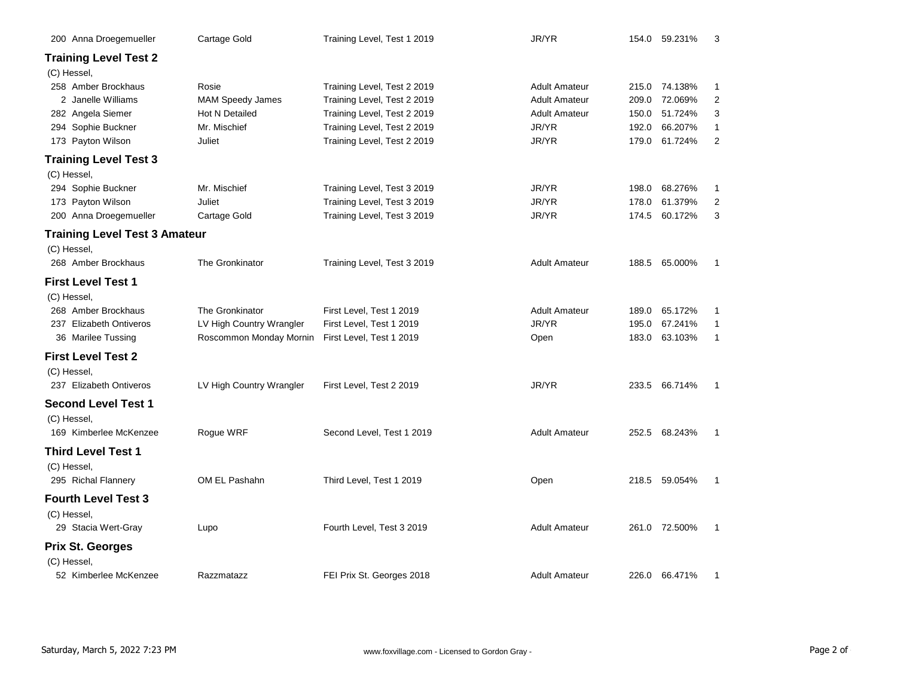| | | | | | | |
|---|---|---|---|---|---|---|
| 200 Anna Droegemueller | Cartage Gold | Training Level, Test 1 2019 | JR/YR | 154.0 | 59.231% | 3 |

### Training Level Test 2

(C) Hessel,

| | | | | | | |
|---|---|---|---|---|---|---|
| 258 Amber Brockhaus | Rosie | Training Level, Test 2 2019 | Adult Amateur | 215.0 | 74.138% | 1 |
| 2 Janelle Williams | MAM Speedy James | Training Level, Test 2 2019 | Adult Amateur | 209.0 | 72.069% | 2 |
| 282 Angela Siemer | Hot N Detailed | Training Level, Test 2 2019 | Adult Amateur | 150.0 | 51.724% | 3 |
| 294 Sophie Buckner | Mr. Mischief | Training Level, Test 2 2019 | JR/YR | 192.0 | 66.207% | 1 |
| 173 Payton Wilson | Juliet | Training Level, Test 2 2019 | JR/YR | 179.0 | 61.724% | 2 |

### Training Level Test 3

(C) Hessel,

| | | | | | | |
|---|---|---|---|---|---|---|
| 294 Sophie Buckner | Mr. Mischief | Training Level, Test 3 2019 | JR/YR | 198.0 | 68.276% | 1 |
| 173 Payton Wilson | Juliet | Training Level, Test 3 2019 | JR/YR | 178.0 | 61.379% | 2 |
| 200 Anna Droegemueller | Cartage Gold | Training Level, Test 3 2019 | JR/YR | 174.5 | 60.172% | 3 |

### Training Level Test 3 Amateur

(C) Hessel,

| | | | | | | |
|---|---|---|---|---|---|---|
| 268 Amber Brockhaus | The Gronkinator | Training Level, Test 3 2019 | Adult Amateur | 188.5 | 65.000% | 1 |

### First Level Test 1

(C) Hessel,

| | | | | | | |
|---|---|---|---|---|---|---|
| 268 Amber Brockhaus | The Gronkinator | First Level, Test 1 2019 | Adult Amateur | 189.0 | 65.172% | 1 |
| 237 Elizabeth Ontiveros | LV High Country Wrangler | First Level, Test 1 2019 | JR/YR | 195.0 | 67.241% | 1 |
| 36 Marilee Tussing | Roscommon Monday Mornin | First Level, Test 1 2019 | Open | 183.0 | 63.103% | 1 |

### First Level Test 2

(C) Hessel,

| | | | | | | |
|---|---|---|---|---|---|---|
| 237 Elizabeth Ontiveros | LV High Country Wrangler | First Level, Test 2 2019 | JR/YR | 233.5 | 66.714% | 1 |

### Second Level Test 1

(C) Hessel,

| | | | | | | |
|---|---|---|---|---|---|---|
| 169 Kimberlee McKenzee | Rogue WRF | Second Level, Test 1 2019 | Adult Amateur | 252.5 | 68.243% | 1 |

### Third Level Test 1

(C) Hessel,

| | | | | | | |
|---|---|---|---|---|---|---|
| 295 Richal Flannery | OM EL Pashahn | Third Level, Test 1 2019 | Open | 218.5 | 59.054% | 1 |

### Fourth Level Test 3

(C) Hessel,

| | | | | | | |
|---|---|---|---|---|---|---|
| 29 Stacia Wert-Gray | Lupo | Fourth Level, Test 3 2019 | Adult Amateur | 261.0 | 72.500% | 1 |

### Prix St. Georges

(C) Hessel,

| | | | | | | |
|---|---|---|---|---|---|---|
| 52 Kimberlee McKenzee | Razzmatazz | FEI Prix St. Georges 2018 | Adult Amateur | 226.0 | 66.471% | 1 |

Saturday, March 5, 2022 7:23 PM

www.foxvillage.com - Licensed to Gordon Gray -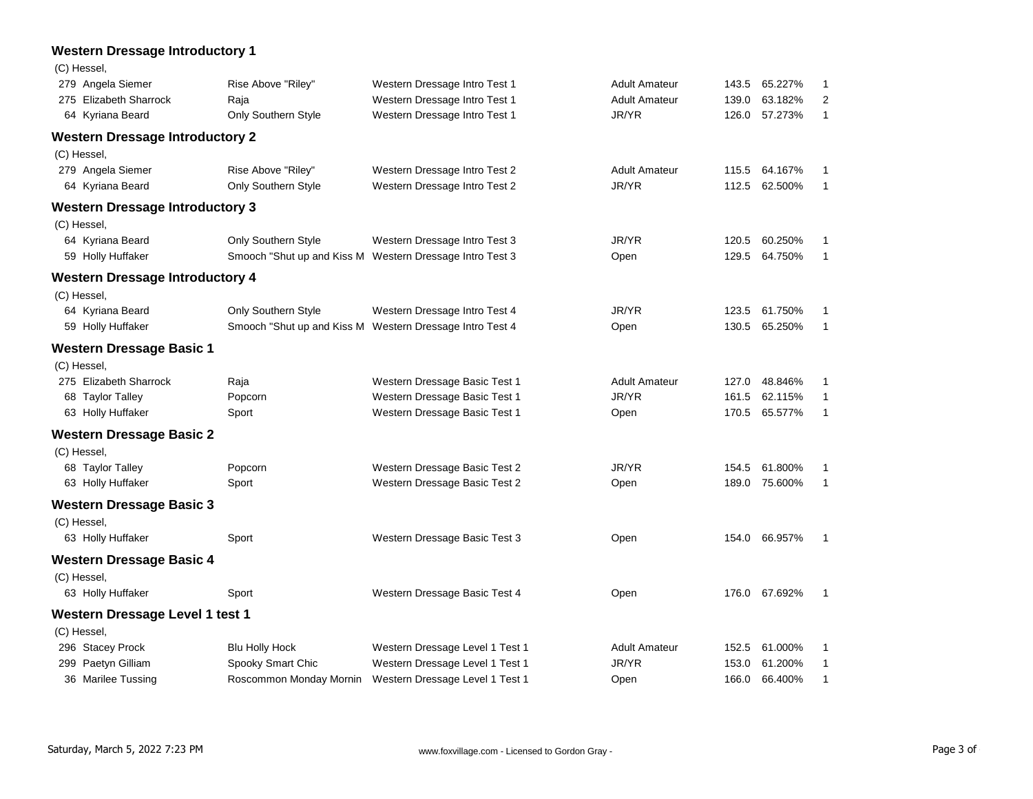## Western Dressage Introductory 1

(C) Hessel,

| No. | Rider | Horse | Test | Division | Score | Percent | Place |
|---|---|---|---|---|---|---|---|
| 279 | Angela Siemer | Rise Above "Riley" | Western Dressage Intro Test 1 | Adult Amateur | 143.5 | 65.227% | 1 |
| 275 | Elizabeth Sharrock | Raja | Western Dressage Intro Test 1 | Adult Amateur | 139.0 | 63.182% | 2 |
| 64 | Kyriana Beard | Only Southern Style | Western Dressage Intro Test 1 | JR/YR | 126.0 | 57.273% | 1 |

## Western Dressage Introductory 2

(C) Hessel,

| No. | Rider | Horse | Test | Division | Score | Percent | Place |
|---|---|---|---|---|---|---|---|
| 279 | Angela Siemer | Rise Above "Riley" | Western Dressage Intro Test 2 | Adult Amateur | 115.5 | 64.167% | 1 |
| 64 | Kyriana Beard | Only Southern Style | Western Dressage Intro Test 2 | JR/YR | 112.5 | 62.500% | 1 |

## Western Dressage Introductory 3

(C) Hessel,

| No. | Rider | Horse | Test | Division | Score | Percent | Place |
|---|---|---|---|---|---|---|---|
| 64 | Kyriana Beard | Only Southern Style | Western Dressage Intro Test 3 | JR/YR | 120.5 | 60.250% | 1 |
| 59 | Holly Huffaker | Smooch "Shut up and Kiss M | Western Dressage Intro Test 3 | Open | 129.5 | 64.750% | 1 |

## Western Dressage Introductory 4

(C) Hessel,

| No. | Rider | Horse | Test | Division | Score | Percent | Place |
|---|---|---|---|---|---|---|---|
| 64 | Kyriana Beard | Only Southern Style | Western Dressage Intro Test 4 | JR/YR | 123.5 | 61.750% | 1 |
| 59 | Holly Huffaker | Smooch "Shut up and Kiss M | Western Dressage Intro Test 4 | Open | 130.5 | 65.250% | 1 |

## Western Dressage Basic 1

(C) Hessel,

| No. | Rider | Horse | Test | Division | Score | Percent | Place |
|---|---|---|---|---|---|---|---|
| 275 | Elizabeth Sharrock | Raja | Western Dressage Basic Test 1 | Adult Amateur | 127.0 | 48.846% | 1 |
| 68 | Taylor Talley | Popcorn | Western Dressage Basic Test 1 | JR/YR | 161.5 | 62.115% | 1 |
| 63 | Holly Huffaker | Sport | Western Dressage Basic Test 1 | Open | 170.5 | 65.577% | 1 |

## Western Dressage Basic 2

(C) Hessel,

| No. | Rider | Horse | Test | Division | Score | Percent | Place |
|---|---|---|---|---|---|---|---|
| 68 | Taylor Talley | Popcorn | Western Dressage Basic Test 2 | JR/YR | 154.5 | 61.800% | 1 |
| 63 | Holly Huffaker | Sport | Western Dressage Basic Test 2 | Open | 189.0 | 75.600% | 1 |

## Western Dressage Basic 3

(C) Hessel,

| No. | Rider | Horse | Test | Division | Score | Percent | Place |
|---|---|---|---|---|---|---|---|
| 63 | Holly Huffaker | Sport | Western Dressage Basic Test 3 | Open | 154.0 | 66.957% | 1 |

## Western Dressage Basic 4

(C) Hessel,

| No. | Rider | Horse | Test | Division | Score | Percent | Place |
|---|---|---|---|---|---|---|---|
| 63 | Holly Huffaker | Sport | Western Dressage Basic Test 4 | Open | 176.0 | 67.692% | 1 |

## Western Dressage Level 1 test 1

(C) Hessel,

| No. | Rider | Horse | Test | Division | Score | Percent | Place |
|---|---|---|---|---|---|---|---|
| 296 | Stacey Prock | Blu Holly Hock | Western Dressage Level 1 Test 1 | Adult Amateur | 152.5 | 61.000% | 1 |
| 299 | Paetyn Gilliam | Spooky Smart Chic | Western Dressage Level 1 Test 1 | JR/YR | 153.0 | 61.200% | 1 |
| 36 | Marilee Tussing | Roscommon Monday Mornin | Western Dressage Level 1 Test 1 | Open | 166.0 | 66.400% | 1 |

Saturday, March 5, 2022 7:23 PM — www.foxvillage.com - Licensed to Gordon Gray -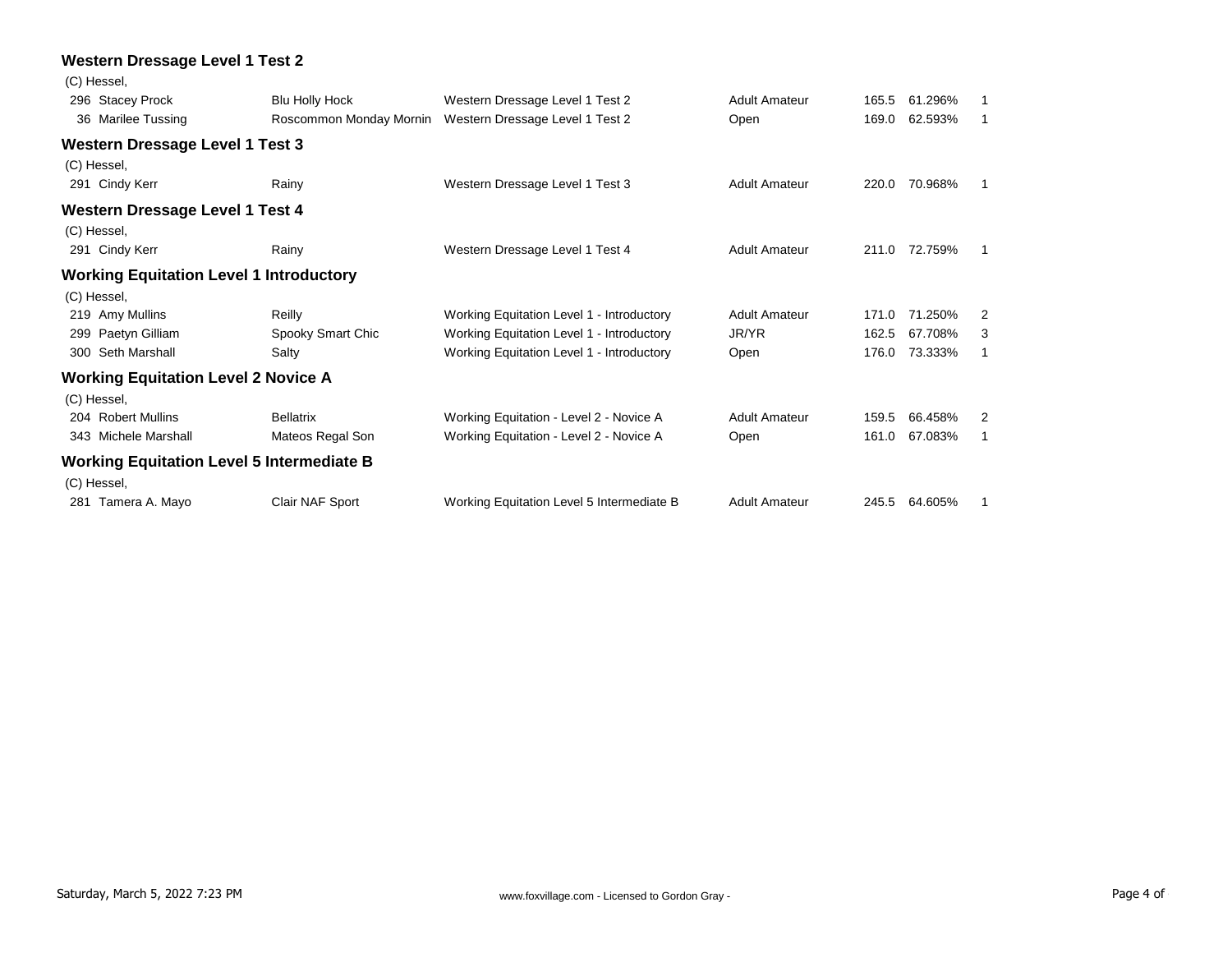### Western Dressage Level 1 Test 2

(C) Hessel,

| No. | Rider | Horse | Class | Division | Score | Percent | Place |
|---|---|---|---|---|---|---|---|
| 296 | Stacey Prock | Blu Holly Hock | Western Dressage Level 1 Test 2 | Adult Amateur | 165.5 | 61.296% | 1 |
| 36 | Marilee Tussing | Roscommon Monday Mornin | Western Dressage Level 1 Test 2 | Open | 169.0 | 62.593% | 1 |

### Western Dressage Level 1 Test 3

(C) Hessel,

| No. | Rider | Horse | Class | Division | Score | Percent | Place |
|---|---|---|---|---|---|---|---|
| 291 | Cindy Kerr | Rainy | Western Dressage Level 1 Test 3 | Adult Amateur | 220.0 | 70.968% | 1 |

### Western Dressage Level 1 Test 4

(C) Hessel,

| No. | Rider | Horse | Class | Division | Score | Percent | Place |
|---|---|---|---|---|---|---|---|
| 291 | Cindy Kerr | Rainy | Western Dressage Level 1 Test 4 | Adult Amateur | 211.0 | 72.759% | 1 |

### Working Equitation Level 1 Introductory

(C) Hessel,

| No. | Rider | Horse | Class | Division | Score | Percent | Place |
|---|---|---|---|---|---|---|---|
| 219 | Amy Mullins | Reilly | Working Equitation Level 1 - Introductory | Adult Amateur | 171.0 | 71.250% | 2 |
| 299 | Paetyn Gilliam | Spooky Smart Chic | Working Equitation Level 1 - Introductory | JR/YR | 162.5 | 67.708% | 3 |
| 300 | Seth Marshall | Salty | Working Equitation Level 1 - Introductory | Open | 176.0 | 73.333% | 1 |

### Working Equitation Level 2 Novice A

(C) Hessel,

| No. | Rider | Horse | Class | Division | Score | Percent | Place |
|---|---|---|---|---|---|---|---|
| 204 | Robert Mullins | Bellatrix | Working Equitation - Level 2 - Novice A | Adult Amateur | 159.5 | 66.458% | 2 |
| 343 | Michele Marshall | Mateos Regal Son | Working Equitation - Level 2 - Novice A | Open | 161.0 | 67.083% | 1 |

### Working Equitation Level 5 Intermediate B

(C) Hessel,

| No. | Rider | Horse | Class | Division | Score | Percent | Place |
|---|---|---|---|---|---|---|---|
| 281 | Tamera A. Mayo | Clair NAF Sport | Working Equitation Level 5 Intermediate B | Adult Amateur | 245.5 | 64.605% | 1 |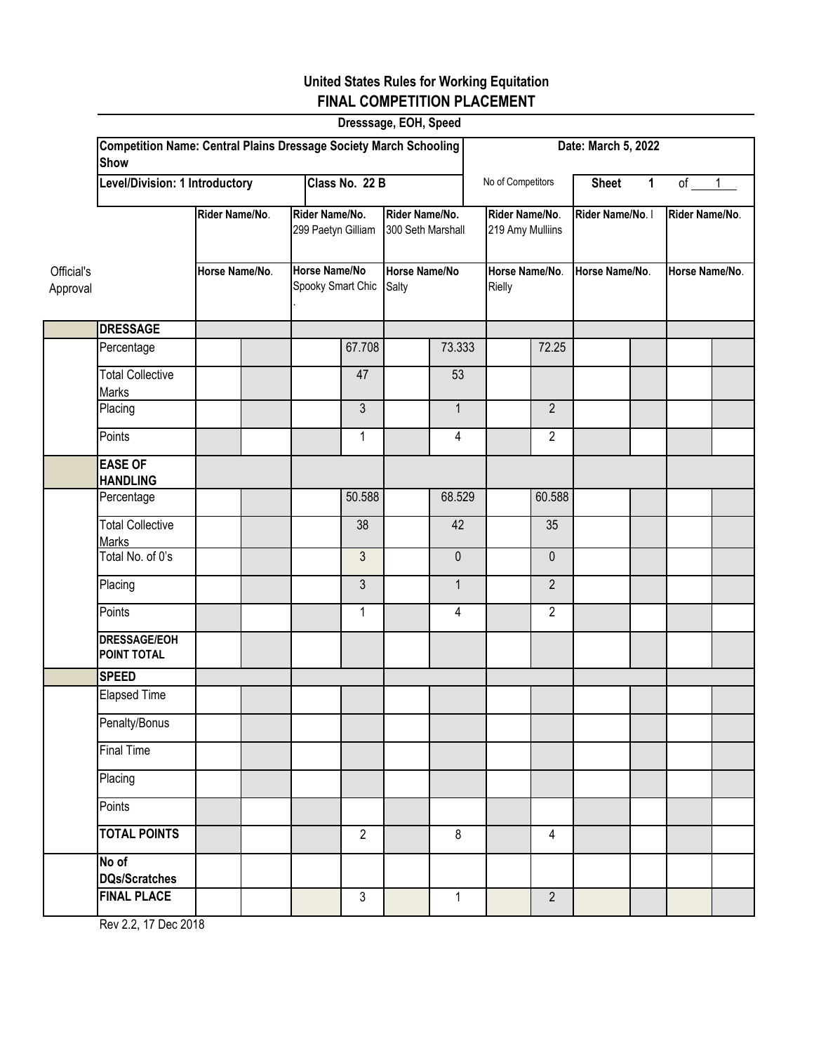**United States Rules for Working Equitation**

**FINAL COMPETITION PLACEMENT**

**Dresssage, EOH, Speed**

| **Competition Name: Central Plains Dressage Society March Schooling Show** | **Date: March 5, 2022** |
|---|---|
| **Level/Division: 1 Introductory** — **Class No. 22 B** | No of Competitors — **Sheet 1 of 1** |

| Official's Approval | | Rider Name/No. | | Rider Name/No. 299 Paetyn Gilliam | | Rider Name/No. 300 Seth Marshall | | Rider Name/No. 219 Amy Mulliins | | Rider Name/No. | | Rider Name/No. | |
|---|---|---|---|---|---|---|---|---|---|---|---|---|---|
| | | Horse Name/No. | | Horse Name/No Spooky Smart Chic . | | Horse Name/No Salty | | Horse Name/No. Rielly | | Horse Name/No. | | Horse Name/No. | |
| | **DRESSAGE** | | | | | | | | | | | | |
| | Percentage | | | | 67.708 | | 73.333 | | 72.25 | | | | |
| | Total Collective Marks | | | | 47 | | 53 | | | | | | |
| | Placing | | | | 3 | | 1 | | 2 | | | | |
| | Points | | | | 1 | | 4 | | 2 | | | | |
| | **EASE OF HANDLING** | | | | | | | | | | | | |
| | Percentage | | | | 50.588 | | 68.529 | | 60.588 | | | | |
| | Total Collective Marks | | | | 38 | | 42 | | 35 | | | | |
| | Total No. of 0's | | | | 3 | | 0 | | 0 | | | | |
| | Placing | | | | 3 | | 1 | | 2 | | | | |
| | Points | | | | 1 | | 4 | | 2 | | | | |
| | **DRESSAGE/EOH POINT TOTAL** | | | | | | | | | | | | |
| | **SPEED** | | | | | | | | | | | | |
| | Elapsed Time | | | | | | | | | | | | |
| | Penalty/Bonus | | | | | | | | | | | | |
| | Final Time | | | | | | | | | | | | |
| | Placing | | | | | | | | | | | | |
| | Points | | | | | | | | | | | | |
| | **TOTAL POINTS** | | | | 2 | | 8 | | 4 | | | | |
| | **No of DQs/Scratches** | | | | | | | | | | | | |
| | **FINAL PLACE** | | | | 3 | | 1 | | 2 | | | | |

Rev 2.2, 17 Dec 2018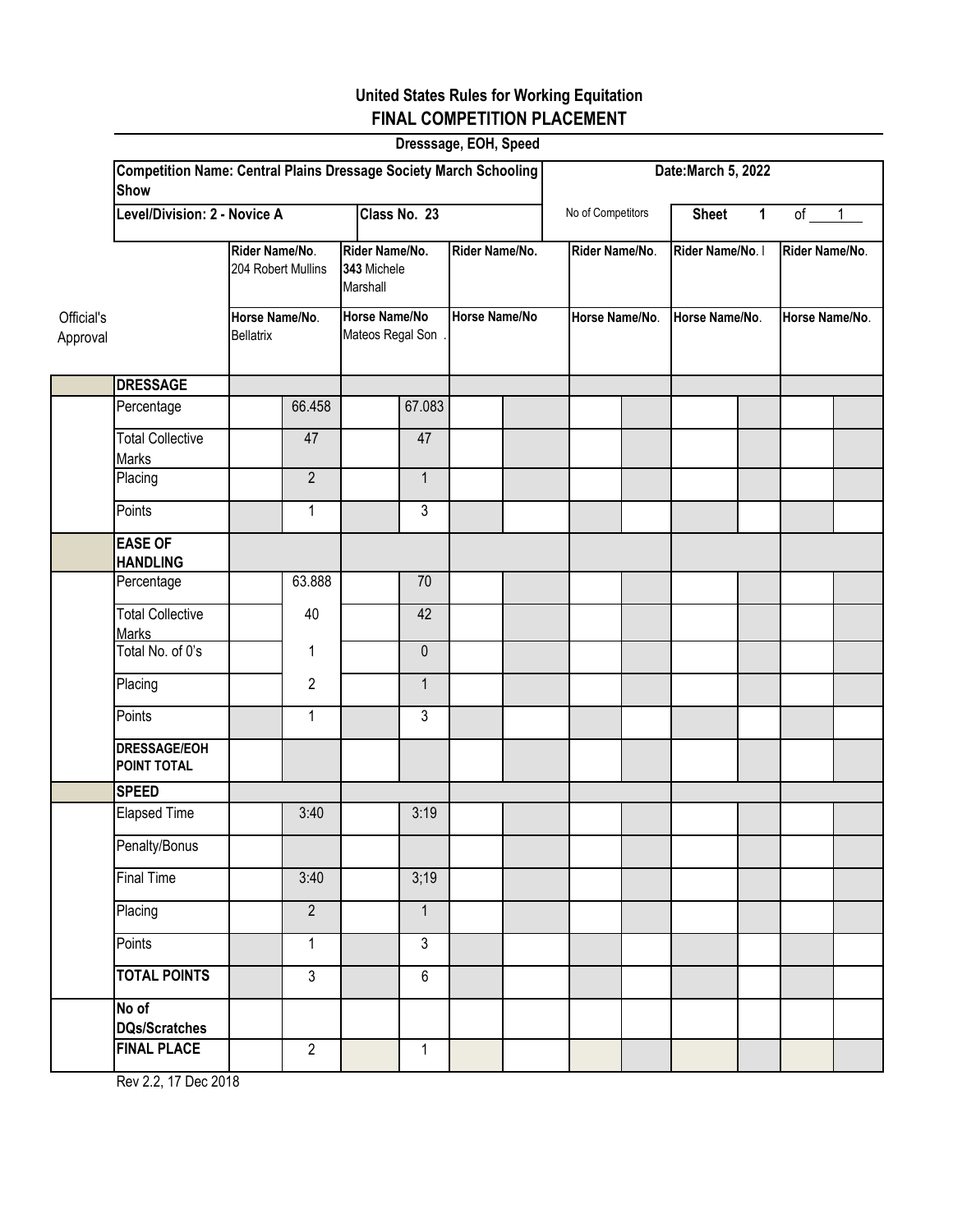# United States Rules for Working Equitation

## FINAL COMPETITION PLACEMENT

### Dresssage, EOH, Speed

| Competition Name: Central Plains Dressage Society March Schooling Show | | | | | | | Date:March 5, 2022 | | | | | | |
|---|---|---|---|---|---|---|---|---|---|---|---|---|---|
| **Level/Division: 2 - Novice A** | | | **Class No. 23** | | | | No of Competitors | | **Sheet 1** | | of 1 | | |

| Official's Approval | | Rider Name/No. 204 Robert Mullins | | Rider Name/No. **343** Michele Marshall | | Rider Name/No. | | Rider Name/No. | | Rider Name/No. | | Rider Name/No. | |
|---|---|---|---|---|---|---|---|---|---|---|---|---|---|
| | | Horse Name/No. Bellatrix | | Horse Name/No Mateos Regal Son . | | Horse Name/No | | Horse Name/No. | | Horse Name/No. | | Horse Name/No. | |
| | **DRESSAGE** | | | | | | | | | | | | |
| | Percentage | | 66.458 | | 67.083 | | | | | | | | |
| | Total Collective Marks | | 47 | | 47 | | | | | | | | |
| | Placing | | 2 | | 1 | | | | | | | | |
| | Points | | 1 | | 3 | | | | | | | | |
| | **EASE OF HANDLING** | | | | | | | | | | | | |
| | Percentage | | 63.888 | | 70 | | | | | | | | |
| | Total Collective Marks | | 40 | | 42 | | | | | | | | |
| | Total No. of 0's | | 1 | | 0 | | | | | | | | |
| | Placing | | 2 | | 1 | | | | | | | | |
| | Points | | 1 | | 3 | | | | | | | | |
| | **DRESSAGE/EOH POINT TOTAL** | | | | | | | | | | | | |
| | **SPEED** | | | | | | | | | | | | |
| | Elapsed Time | | 3:40 | | 3:19 | | | | | | | | |
| | Penalty/Bonus | | | | | | | | | | | | |
| | Final Time | | 3:40 | | 3;19 | | | | | | | | |
| | Placing | | 2 | | 1 | | | | | | | | |
| | Points | | 1 | | 3 | | | | | | | | |
| | **TOTAL POINTS** | | 3 | | 6 | | | | | | | | |
| | **No of DQs/Scratches** | | | | | | | | | | | | |
| | **FINAL PLACE** | | 2 | | 1 | | | | | | | | |

Rev 2.2, 17 Dec 2018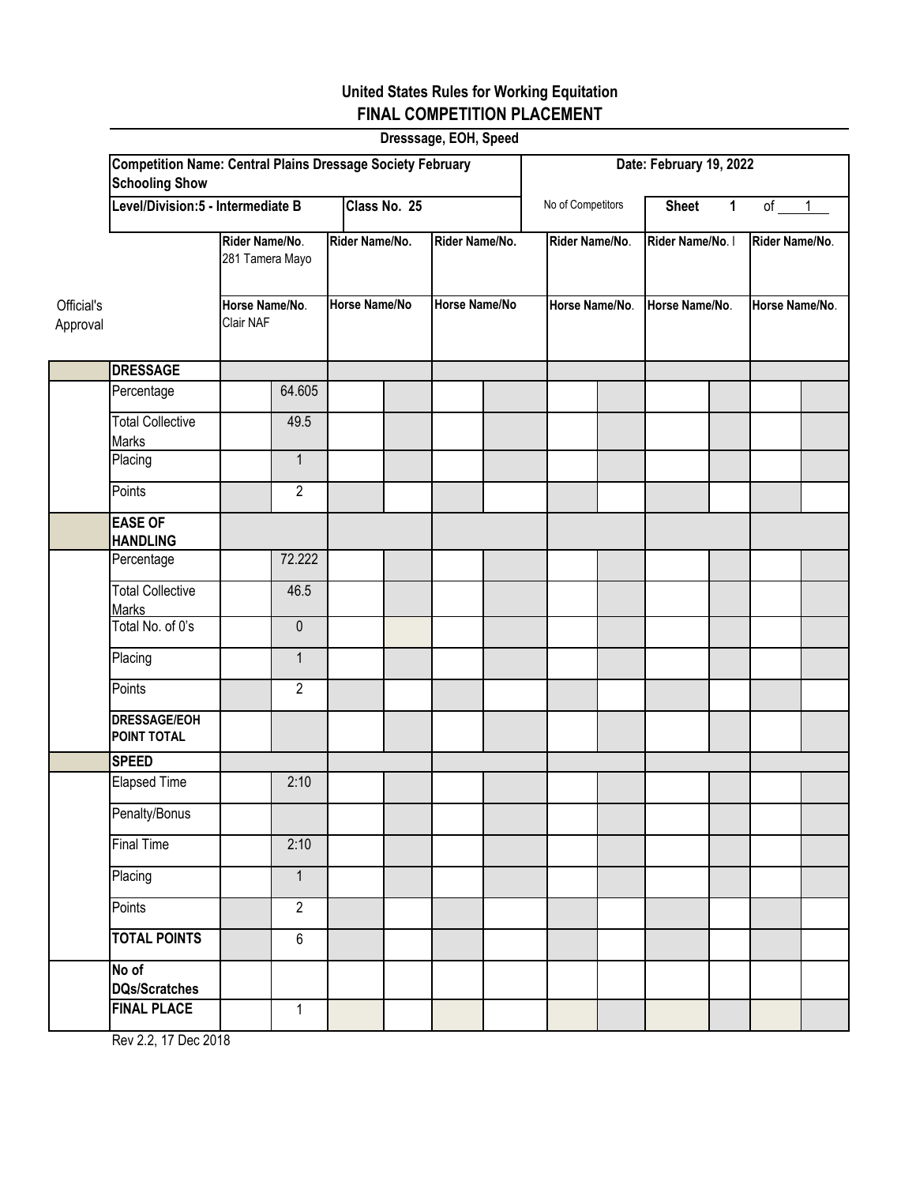## United States Rules for Working Equitation
## FINAL COMPETITION PLACEMENT

**Dresssage, EOH, Speed**

| | | | | | | |
|---|---|---|---|---|---|---|
| **Competition Name: Central Plains Dressage Society February Schooling Show** | | | | **Date: February 19, 2022** | | |
| **Level/Division:5 - Intermediate B** | | **Class No. 25** | | No of Competitors | **Sheet 1** | of 1 |

| Official's Approval | | Rider Name/No. 281 Tamera Mayo | | Rider Name/No. | | Rider Name/No. | | Rider Name/No. | | Rider Name/No. | | Rider Name/No. | |
|---|---|---|---|---|---|---|---|---|---|---|---|---|---|
| | | Horse Name/No. Clair NAF | | Horse Name/No | | Horse Name/No | | Horse Name/No. | | Horse Name/No. | | Horse Name/No. | |
| | **DRESSAGE** | | | | | | | | | | | | |
| | Percentage | | 64.605 | | | | | | | | | | |
| | Total Collective Marks | | 49.5 | | | | | | | | | | |
| | Placing | | 1 | | | | | | | | | | |
| | Points | | 2 | | | | | | | | | | |
| | **EASE OF HANDLING** | | | | | | | | | | | | |
| | Percentage | | 72.222 | | | | | | | | | | |
| | Total Collective Marks | | 46.5 | | | | | | | | | | |
| | Total No. of 0's | | 0 | | | | | | | | | | |
| | Placing | | 1 | | | | | | | | | | |
| | Points | | 2 | | | | | | | | | | |
| | **DRESSAGE/EOH POINT TOTAL** | | | | | | | | | | | | |
| | **SPEED** | | | | | | | | | | | | |
| | Elapsed Time | | 2:10 | | | | | | | | | | |
| | Penalty/Bonus | | | | | | | | | | | | |
| | Final Time | | 2:10 | | | | | | | | | | |
| | Placing | | 1 | | | | | | | | | | |
| | Points | | 2 | | | | | | | | | | |
| | **TOTAL POINTS** | | 6 | | | | | | | | | | |
| | **No of DQs/Scratches** | | | | | | | | | | | | |
| | **FINAL PLACE** | | 1 | | | | | | | | | | |

Rev 2.2, 17 Dec 2018